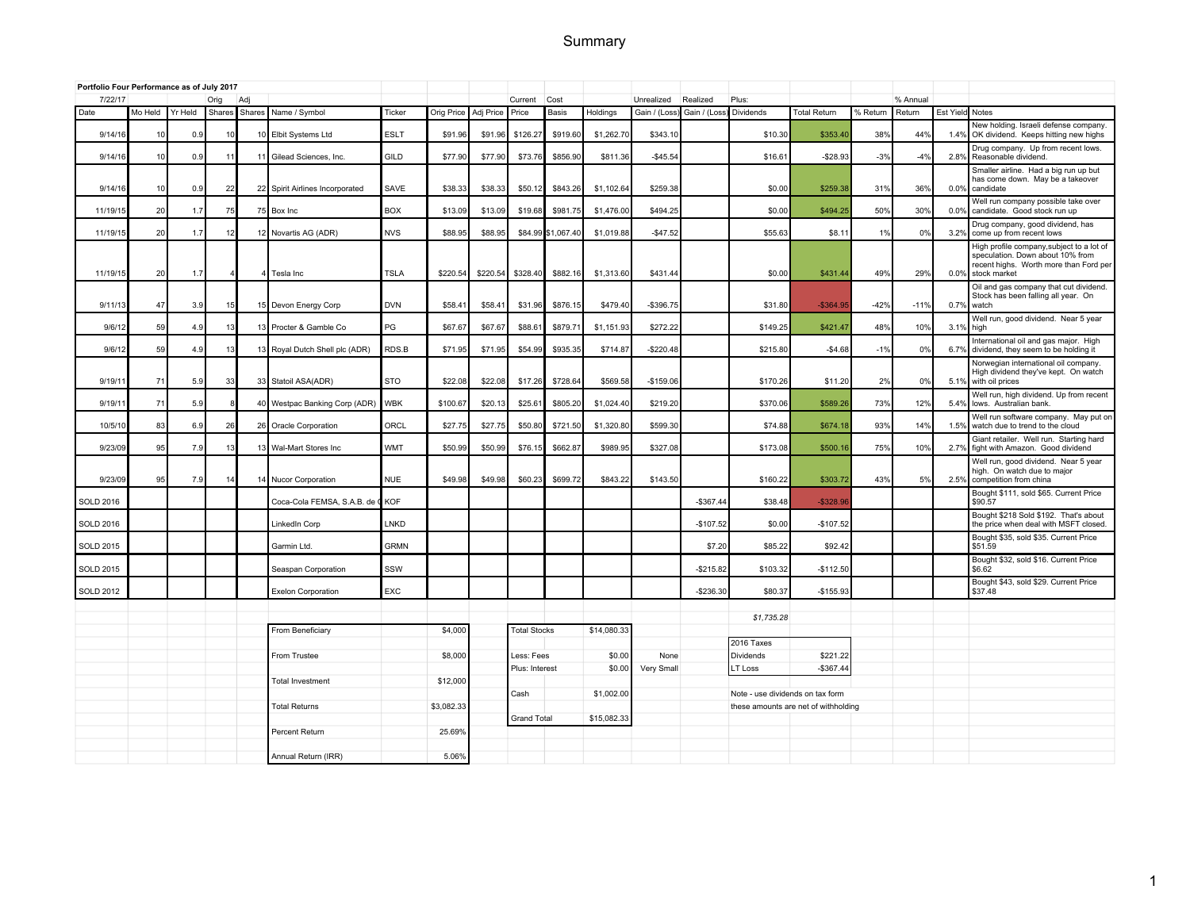# Summary

**Portfolio Four Performance as of July 2017**

| 7/22/17 | | | Orig | Adj | | | | | Current | Cost | | Unrealized | Realized | Plus: | | | % Annual | | |
|---|---|---|---|---|---|---|---|---|---|---|---|---|---|---|---|---|---|---|---|
| Date | Mo Held | Yr Held | Shares | Shares | Name / Symbol | Ticker | Orig Price | Adj Price | Price | Basis | Holdings | Gain / (Loss) | Gain / (Loss) | Dividends | Total Return | % Return | Return | Est Yield | Notes |
| 9/14/16 | 10 | 0.9 | 10 | 10 | Elbit Systems Ltd | ESLT | $91.96 | $91.96 | $126.27 | $919.60 | $1,262.70 | $343.10 | | $10.30 | $353.40 | 38% | 44% | 1.4% | New holding. Israeli defense company. OK dividend. Keeps hitting new highs |
| 9/14/16 | 10 | 0.9 | 11 | 11 | Gilead Sciences, Inc. | GILD | $77.90 | $77.90 | $73.76 | $856.90 | $811.36 | -$45.54 | | $16.61 | -$28.93 | -3% | -4% | 2.8% | Drug company. Up from recent lows. Reasonable dividend. |
| 9/14/16 | 10 | 0.9 | 22 | 22 | Spirit Airlines Incorporated | SAVE | $38.33 | $38.33 | $50.12 | $843.26 | $1,102.64 | $259.38 | | $0.00 | $259.38 | 31% | 36% | 0.0% | Smaller airline. Had a big run up but has come down. May be a takeover candidate |
| 11/19/15 | 20 | 1.7 | 75 | 75 | Box Inc | BOX | $13.09 | $13.09 | $19.68 | $981.75 | $1,476.00 | $494.25 | | $0.00 | $494.25 | 50% | 30% | 0.0% | Well run company possible take over candidate. Good stock run up |
| 11/19/15 | 20 | 1.7 | 12 | 12 | Novartis AG (ADR) | NVS | $88.95 | $88.95 | $84.99 | $1,067.40 | $1,019.88 | -$47.52 | | $55.63 | $8.11 | 1% | 0% | 3.2% | Drug company, good dividend, has come up from recent lows |
| 11/19/15 | 20 | 1.7 | 4 | 4 | Tesla Inc | TSLA | $220.54 | $220.54 | $328.40 | $882.16 | $1,313.60 | $431.44 | | $0.00 | $431.44 | 49% | 29% | 0.0% | High profile company,subject to a lot of speculation. Down about 10% from recent highs. Worth more than Ford per stock market |
| 9/11/13 | 47 | 3.9 | 15 | 15 | Devon Energy Corp | DVN | $58.41 | $58.41 | $31.96 | $876.15 | $479.40 | -$396.75 | | $31.80 | -$364.95 | -42% | -11% | 0.7% | Oil and gas company that cut dividend. Stock has been falling all year. On watch |
| 9/6/12 | 59 | 4.9 | 13 | 13 | Procter & Gamble Co | PG | $67.67 | $67.67 | $88.61 | $879.71 | $1,151.93 | $272.22 | | $149.25 | $421.47 | 48% | 10% | 3.1% | Well run, good dividend. Near 5 year high |
| 9/6/12 | 59 | 4.9 | 13 | 13 | Royal Dutch Shell plc (ADR) | RDS.B | $71.95 | $71.95 | $54.99 | $935.35 | $714.87 | -$220.48 | | $215.80 | -$4.68 | -1% | 0% | 6.7% | International oil and gas major. High dividend, they seem to be holding it |
| 9/19/11 | 71 | 5.9 | 33 | 33 | Statoil ASA(ADR) | STO | $22.08 | $22.08 | $17.26 | $728.64 | $569.58 | -$159.06 | | $170.26 | $11.20 | 2% | 0% | 5.1% | Norwegian international oil company. High dividend they've kept. On watch with oil prices |
| 9/19/11 | 71 | 5.9 | 8 | 40 | Westpac Banking Corp (ADR) | WBK | $100.67 | $20.13 | $25.61 | $805.20 | $1,024.40 | $219.20 | | $370.06 | $589.26 | 73% | 12% | 5.4% | Well run, high dividend. Up from recent lows. Australian bank. |
| 10/5/10 | 83 | 6.9 | 26 | 26 | Oracle Corporation | ORCL | $27.75 | $27.75 | $50.80 | $721.50 | $1,320.80 | $599.30 | | $74.88 | $674.18 | 93% | 14% | 1.5% | Well run software company. May put on watch due to trend to the cloud |
| 9/23/09 | 95 | 7.9 | 13 | 13 | Wal-Mart Stores Inc | WMT | $50.99 | $50.99 | $76.15 | $662.87 | $989.95 | $327.08 | | $173.08 | $500.16 | 75% | 10% | 2.7% | Giant retailer. Well run. Starting hard fight with Amazon. Good dividend |
| 9/23/09 | 95 | 7.9 | 14 | 14 | Nucor Corporation | NUE | $49.98 | $49.98 | $60.23 | $699.72 | $843.22 | $143.50 | | $160.22 | $303.72 | 43% | 5% | 2.5% | Well run, good dividend. Near 5 year high. On watch due to major competition from china |
| SOLD 2016 | | | | | Coca-Cola FEMSA, S.A.B. de C | KOF | | | | | | | -$367.44 | $38.48 | -$328.96 | | | | Bought $111, sold $65. Current Price $90.57 |
| SOLD 2016 | | | | | LinkedIn Corp | LNKD | | | | | | | -$107.52 | $0.00 | -$107.52 | | | | Bought $218 Sold $192. That's about the price when deal with MSFT closed. |
| SOLD 2015 | | | | | Garmin Ltd. | GRMN | | | | | | | $7.20 | $85.22 | $92.42 | | | | Bought $35, sold $35. Current Price $51.59 |
| SOLD 2015 | | | | | Seaspan Corporation | SSW | | | | | | | -$215.82 | $103.32 | -$112.50 | | | | Bought $32, sold $16. Current Price $6.62 |
| SOLD 2012 | | | | | Exelon Corporation | EXC | | | | | | | -$236.30 | $80.37 | -$155.93 | | | | Bought $43, sold $29. Current Price $37.48 |
| | | | | | | | | | | | | | | *$1,735.28* | | | | | |

| | |
|---|---|
| From Beneficiary | $4,000 |
| From Trustee | $8,000 |
| Total Investment | $12,000 |
| Total Returns | $3,082.33 |
| Percent Return | 25.69% |
| Annual Return (IRR) | 5.06% |

| | | |
|---|---|---|
| Total Stocks | $14,080.33 | |
| Less: Fees | $0.00 | None |
| Plus: Interest | $0.00 | Very Small |
| Cash | $1,002.00 | |
| Grand Total | $15,082.33 | |

| 2016 Taxes | |
|---|---|
| Dividends | $221.22 |
| LT Loss | -$367.44 |

Note - use dividends on tax form

these amounts are net of withholding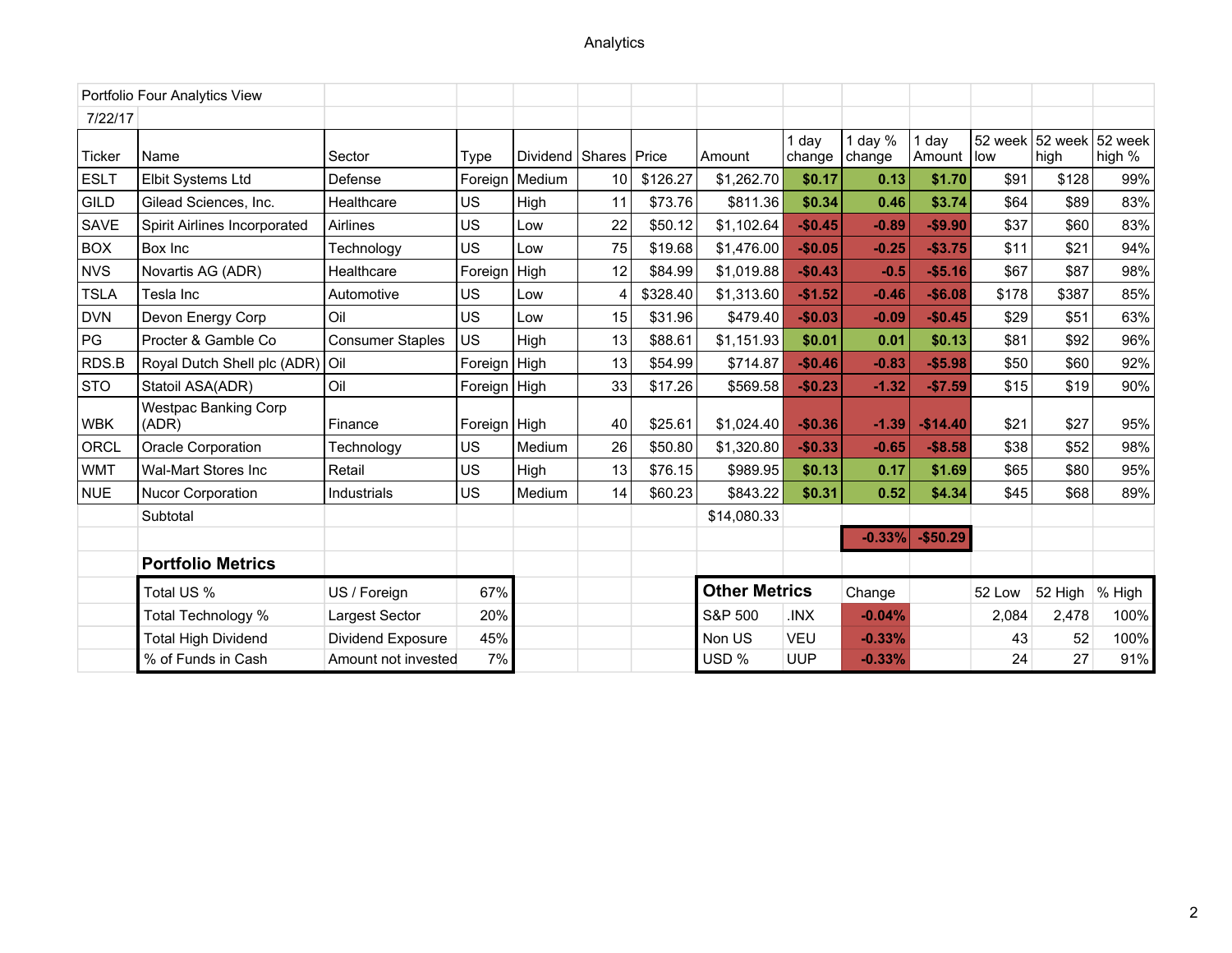Portfolio Four Analytics View

7/22/17

| Ticker | Name | Sector | Type | Dividend | Shares | Price | Amount | 1 day change | 1 day % change | 1 day Amount | 52 week low | 52 week high | 52 week high % |
|---|---|---|---|---|---|---|---|---|---|---|---|---|---|
| ESLT | Elbit Systems Ltd | Defense | Foreign | Medium | 10 | $126.27 | $1,262.70 | $0.17 | 0.13 | $1.70 | $91 | $128 | 99% |
| GILD | Gilead Sciences, Inc. | Healthcare | US | High | 11 | $73.76 | $811.36 | $0.34 | 0.46 | $3.74 | $64 | $89 | 83% |
| SAVE | Spirit Airlines Incorporated | Airlines | US | Low | 22 | $50.12 | $1,102.64 | -$0.45 | -0.89 | -$9.90 | $37 | $60 | 83% |
| BOX | Box Inc | Technology | US | Low | 75 | $19.68 | $1,476.00 | -$0.05 | -0.25 | -$3.75 | $11 | $21 | 94% |
| NVS | Novartis AG (ADR) | Healthcare | Foreign | High | 12 | $84.99 | $1,019.88 | -$0.43 | -0.5 | -$5.16 | $67 | $87 | 98% |
| TSLA | Tesla Inc | Automotive | US | Low | 4 | $328.40 | $1,313.60 | -$1.52 | -0.46 | -$6.08 | $178 | $387 | 85% |
| DVN | Devon Energy Corp | Oil | US | Low | 15 | $31.96 | $479.40 | -$0.03 | -0.09 | -$0.45 | $29 | $51 | 63% |
| PG | Procter & Gamble Co | Consumer Staples | US | High | 13 | $88.61 | $1,151.93 | $0.01 | 0.01 | $0.13 | $81 | $92 | 96% |
| RDS.B | Royal Dutch Shell plc (ADR) | Oil | Foreign | High | 13 | $54.99 | $714.87 | -$0.46 | -0.83 | -$5.98 | $50 | $60 | 92% |
| STO | Statoil ASA(ADR) | Oil | Foreign | High | 33 | $17.26 | $569.58 | -$0.23 | -1.32 | -$7.59 | $15 | $19 | 90% |
| WBK | Westpac Banking Corp (ADR) | Finance | Foreign | High | 40 | $25.61 | $1,024.40 | -$0.36 | -1.39 | -$14.40 | $21 | $27 | 95% |
| ORCL | Oracle Corporation | Technology | US | Medium | 26 | $50.80 | $1,320.80 | -$0.33 | -0.65 | -$8.58 | $38 | $52 | 98% |
| WMT | Wal-Mart Stores Inc | Retail | US | High | 13 | $76.15 | $989.95 | $0.13 | 0.17 | $1.69 | $65 | $80 | 95% |
| NUE | Nucor Corporation | Industrials | US | Medium | 14 | $60.23 | $843.22 | $0.31 | 0.52 | $4.34 | $45 | $68 | 89% |
| | Subtotal | | | | | | $14,080.33 | | | | | | |
| | | | | | | | | | -0.33% | -$50.29 | | | |

## Portfolio Metrics

| Metric | Description | Value |
|---|---|---|
| Total US % | US / Foreign | 67% |
| Total Technology % | Largest Sector | 20% |
| Total High Dividend | Dividend Exposure | 45% |
| % of Funds in Cash | Amount not invested | 7% |

## Other Metrics

| Other Metrics | | Change | 52 Low | 52 High | % High |
|---|---|---|---|---|---|
| S&P 500 | .INX | -0.04% | 2,084 | 2,478 | 100% |
| Non US | VEU | -0.33% | 43 | 52 | 100% |
| USD % | UUP | -0.33% | 24 | 27 | 91% |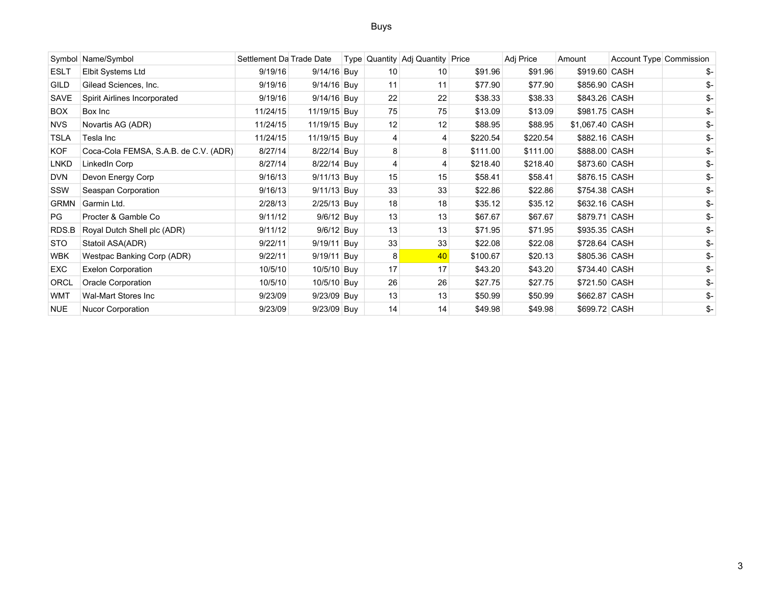# Buys

| Symbol | Name/Symbol | Settlement Da | Trade Date | Type | Quantity | Adj Quantity | Price | Adj Price | Amount | Account Type | Commission |
|---|---|---|---|---|---|---|---|---|---|---|---|
| ESLT | Elbit Systems Ltd | 9/19/16 | 9/14/16 | Buy | 10 | 10 | $91.96 | $91.96 | $919.60 | CASH | $- |
| GILD | Gilead Sciences, Inc. | 9/19/16 | 9/14/16 | Buy | 11 | 11 | $77.90 | $77.90 | $856.90 | CASH | $- |
| SAVE | Spirit Airlines Incorporated | 9/19/16 | 9/14/16 | Buy | 22 | 22 | $38.33 | $38.33 | $843.26 | CASH | $- |
| BOX | Box Inc | 11/24/15 | 11/19/15 | Buy | 75 | 75 | $13.09 | $13.09 | $981.75 | CASH | $- |
| NVS | Novartis AG (ADR) | 11/24/15 | 11/19/15 | Buy | 12 | 12 | $88.95 | $88.95 | $1,067.40 | CASH | $- |
| TSLA | Tesla Inc | 11/24/15 | 11/19/15 | Buy | 4 | 4 | $220.54 | $220.54 | $882.16 | CASH | $- |
| KOF | Coca-Cola FEMSA, S.A.B. de C.V. (ADR) | 8/27/14 | 8/22/14 | Buy | 8 | 8 | $111.00 | $111.00 | $888.00 | CASH | $- |
| LNKD | LinkedIn Corp | 8/27/14 | 8/22/14 | Buy | 4 | 4 | $218.40 | $218.40 | $873.60 | CASH | $- |
| DVN | Devon Energy Corp | 9/16/13 | 9/11/13 | Buy | 15 | 15 | $58.41 | $58.41 | $876.15 | CASH | $- |
| SSW | Seaspan Corporation | 9/16/13 | 9/11/13 | Buy | 33 | 33 | $22.86 | $22.86 | $754.38 | CASH | $- |
| GRMN | Garmin Ltd. | 2/28/13 | 2/25/13 | Buy | 18 | 18 | $35.12 | $35.12 | $632.16 | CASH | $- |
| PG | Procter & Gamble Co | 9/11/12 | 9/6/12 | Buy | 13 | 13 | $67.67 | $67.67 | $879.71 | CASH | $- |
| RDS.B | Royal Dutch Shell plc (ADR) | 9/11/12 | 9/6/12 | Buy | 13 | 13 | $71.95 | $71.95 | $935.35 | CASH | $- |
| STO | Statoil ASA(ADR) | 9/22/11 | 9/19/11 | Buy | 33 | 33 | $22.08 | $22.08 | $728.64 | CASH | $- |
| WBK | Westpac Banking Corp (ADR) | 9/22/11 | 9/19/11 | Buy | 8 | 40 | $100.67 | $20.13 | $805.36 | CASH | $- |
| EXC | Exelon Corporation | 10/5/10 | 10/5/10 | Buy | 17 | 17 | $43.20 | $43.20 | $734.40 | CASH | $- |
| ORCL | Oracle Corporation | 10/5/10 | 10/5/10 | Buy | 26 | 26 | $27.75 | $27.75 | $721.50 | CASH | $- |
| WMT | Wal-Mart Stores Inc | 9/23/09 | 9/23/09 | Buy | 13 | 13 | $50.99 | $50.99 | $662.87 | CASH | $- |
| NUE | Nucor Corporation | 9/23/09 | 9/23/09 | Buy | 14 | 14 | $49.98 | $49.98 | $699.72 | CASH | $- |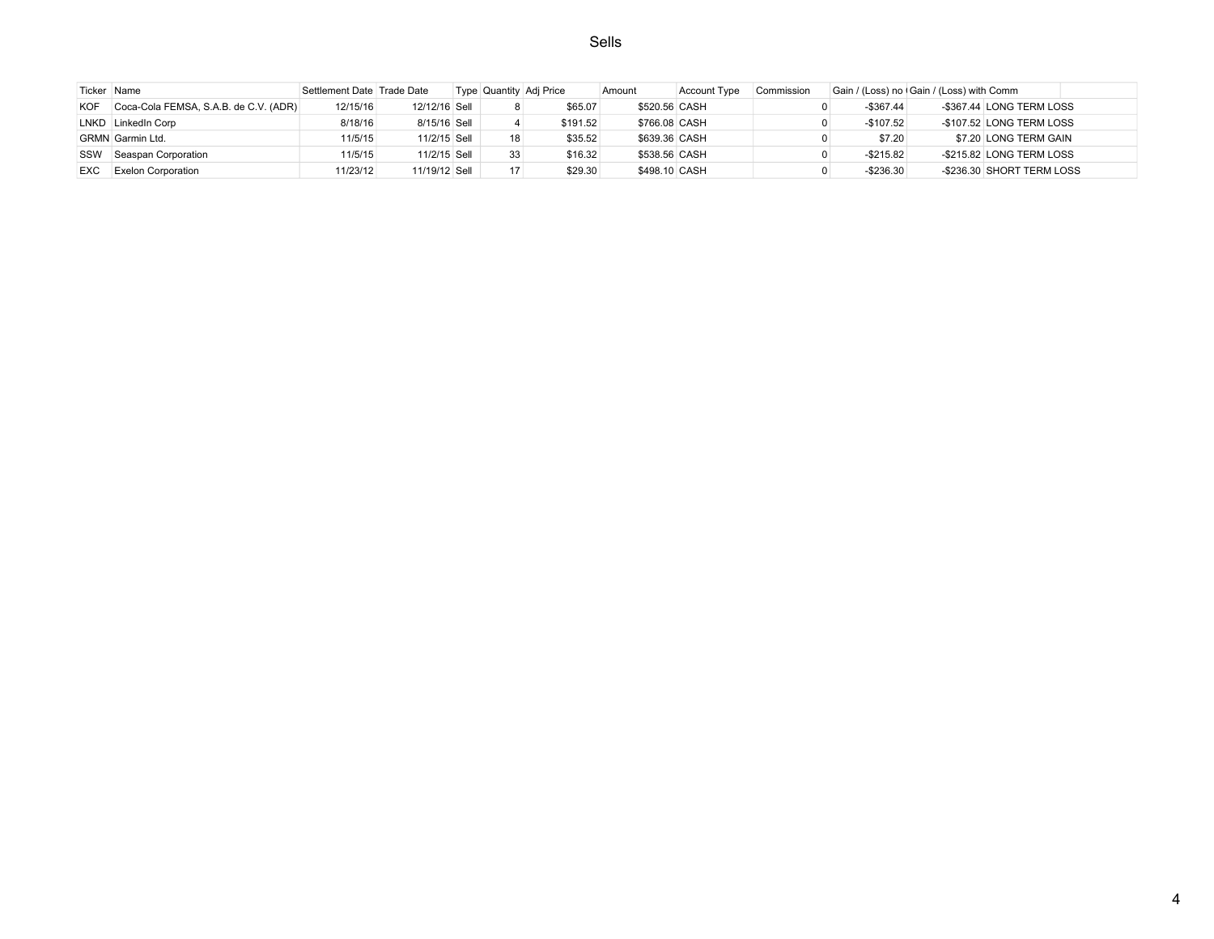# Sells

| Ticker | Name | Settlement Date | Trade Date | Type | Quantity | Adj Price | Amount | Account Type | Commission | Gain / (Loss) no ( | Gain / (Loss) with Comm | |
|---|---|---|---|---|---|---|---|---|---|---|---|---|
| KOF | Coca-Cola FEMSA, S.A.B. de C.V. (ADR) | 12/15/16 | 12/12/16 | Sell | 8 | $65.07 | $520.56 | CASH | 0 | -$367.44 | -$367.44 | LONG TERM LOSS |
| LNKD | LinkedIn Corp | 8/18/16 | 8/15/16 | Sell | 4 | $191.52 | $766.08 | CASH | 0 | -$107.52 | -$107.52 | LONG TERM LOSS |
| GRMN | Garmin Ltd. | 11/5/15 | 11/2/15 | Sell | 18 | $35.52 | $639.36 | CASH | 0 | $7.20 | $7.20 | LONG TERM GAIN |
| SSW | Seaspan Corporation | 11/5/15 | 11/2/15 | Sell | 33 | $16.32 | $538.56 | CASH | 0 | -$215.82 | -$215.82 | LONG TERM LOSS |
| EXC | Exelon Corporation | 11/23/12 | 11/19/12 | Sell | 17 | $29.30 | $498.10 | CASH | 0 | -$236.30 | -$236.30 | SHORT TERM LOSS |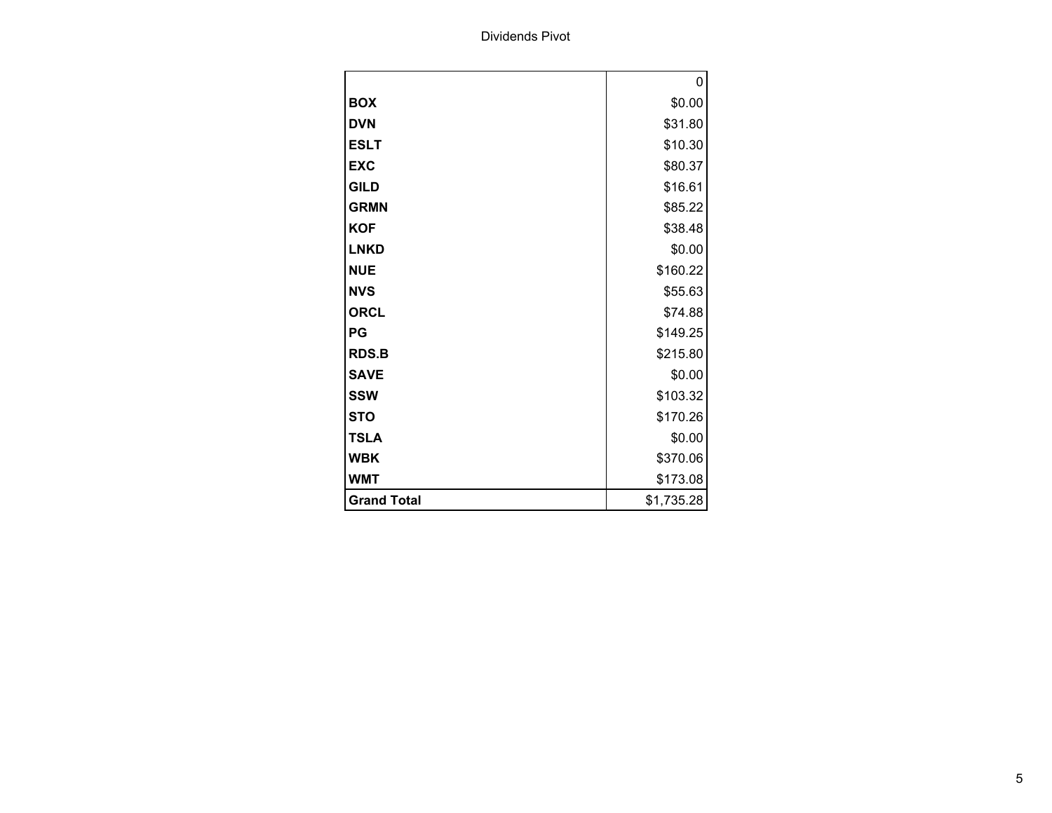Dividends Pivot

| | 0 |
|---|---|
| **BOX** | $0.00 |
| **DVN** | $31.80 |
| **ESLT** | $10.30 |
| **EXC** | $80.37 |
| **GILD** | $16.61 |
| **GRMN** | $85.22 |
| **KOF** | $38.48 |
| **LNKD** | $0.00 |
| **NUE** | $160.22 |
| **NVS** | $55.63 |
| **ORCL** | $74.88 |
| **PG** | $149.25 |
| **RDS.B** | $215.80 |
| **SAVE** | $0.00 |
| **SSW** | $103.32 |
| **STO** | $170.26 |
| **TSLA** | $0.00 |
| **WBK** | $370.06 |
| **WMT** | $173.08 |
| **Grand Total** | $1,735.28 |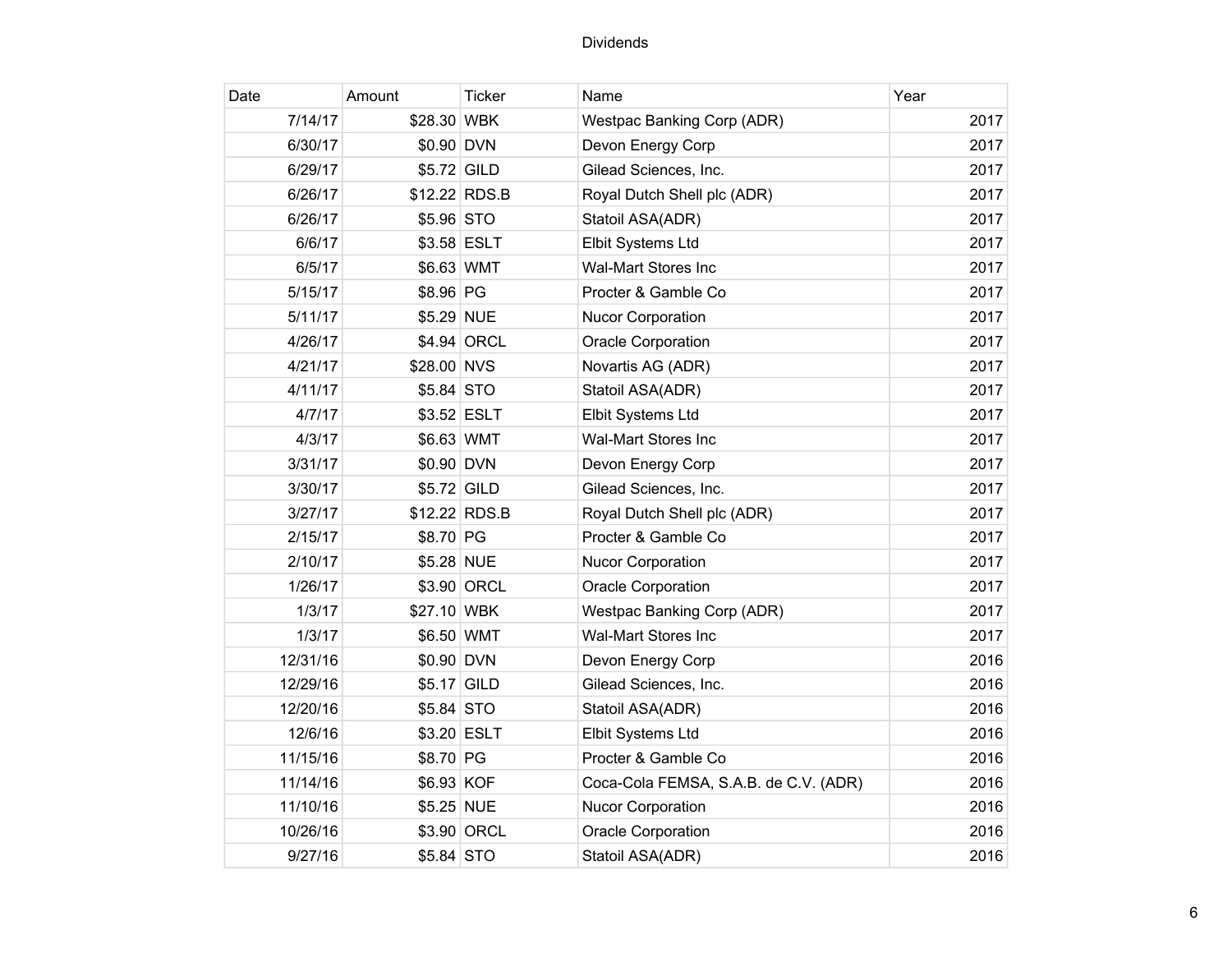Dividends

| Date | Amount | Ticker | Name | Year |
|---|---|---|---|---|
| 7/14/17 | $28.30 | WBK | Westpac Banking Corp (ADR) | 2017 |
| 6/30/17 | $0.90 | DVN | Devon Energy Corp | 2017 |
| 6/29/17 | $5.72 | GILD | Gilead Sciences, Inc. | 2017 |
| 6/26/17 | $12.22 | RDS.B | Royal Dutch Shell plc (ADR) | 2017 |
| 6/26/17 | $5.96 | STO | Statoil ASA(ADR) | 2017 |
| 6/6/17 | $3.58 | ESLT | Elbit Systems Ltd | 2017 |
| 6/5/17 | $6.63 | WMT | Wal-Mart Stores Inc | 2017 |
| 5/15/17 | $8.96 | PG | Procter & Gamble Co | 2017 |
| 5/11/17 | $5.29 | NUE | Nucor Corporation | 2017 |
| 4/26/17 | $4.94 | ORCL | Oracle Corporation | 2017 |
| 4/21/17 | $28.00 | NVS | Novartis AG (ADR) | 2017 |
| 4/11/17 | $5.84 | STO | Statoil ASA(ADR) | 2017 |
| 4/7/17 | $3.52 | ESLT | Elbit Systems Ltd | 2017 |
| 4/3/17 | $6.63 | WMT | Wal-Mart Stores Inc | 2017 |
| 3/31/17 | $0.90 | DVN | Devon Energy Corp | 2017 |
| 3/30/17 | $5.72 | GILD | Gilead Sciences, Inc. | 2017 |
| 3/27/17 | $12.22 | RDS.B | Royal Dutch Shell plc (ADR) | 2017 |
| 2/15/17 | $8.70 | PG | Procter & Gamble Co | 2017 |
| 2/10/17 | $5.28 | NUE | Nucor Corporation | 2017 |
| 1/26/17 | $3.90 | ORCL | Oracle Corporation | 2017 |
| 1/3/17 | $27.10 | WBK | Westpac Banking Corp (ADR) | 2017 |
| 1/3/17 | $6.50 | WMT | Wal-Mart Stores Inc | 2017 |
| 12/31/16 | $0.90 | DVN | Devon Energy Corp | 2016 |
| 12/29/16 | $5.17 | GILD | Gilead Sciences, Inc. | 2016 |
| 12/20/16 | $5.84 | STO | Statoil ASA(ADR) | 2016 |
| 12/6/16 | $3.20 | ESLT | Elbit Systems Ltd | 2016 |
| 11/15/16 | $8.70 | PG | Procter & Gamble Co | 2016 |
| 11/14/16 | $6.93 | KOF | Coca-Cola FEMSA, S.A.B. de C.V. (ADR) | 2016 |
| 11/10/16 | $5.25 | NUE | Nucor Corporation | 2016 |
| 10/26/16 | $3.90 | ORCL | Oracle Corporation | 2016 |
| 9/27/16 | $5.84 | STO | Statoil ASA(ADR) | 2016 |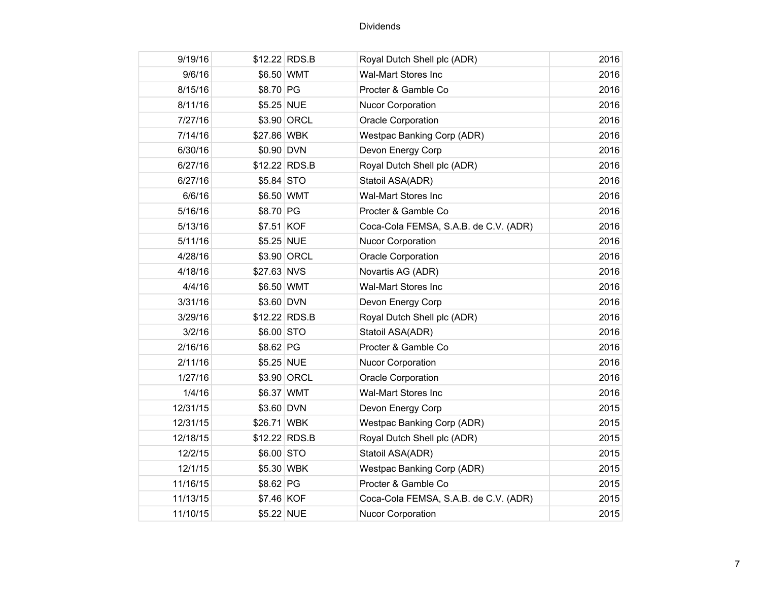| | | | | |
|---|---|---|---|---|
| 9/19/16 | $12.22 | RDS.B | Royal Dutch Shell plc (ADR) | 2016 |
| 9/6/16 | $6.50 | WMT | Wal-Mart Stores Inc | 2016 |
| 8/15/16 | $8.70 | PG | Procter & Gamble Co | 2016 |
| 8/11/16 | $5.25 | NUE | Nucor Corporation | 2016 |
| 7/27/16 | $3.90 | ORCL | Oracle Corporation | 2016 |
| 7/14/16 | $27.86 | WBK | Westpac Banking Corp (ADR) | 2016 |
| 6/30/16 | $0.90 | DVN | Devon Energy Corp | 2016 |
| 6/27/16 | $12.22 | RDS.B | Royal Dutch Shell plc (ADR) | 2016 |
| 6/27/16 | $5.84 | STO | Statoil ASA(ADR) | 2016 |
| 6/6/16 | $6.50 | WMT | Wal-Mart Stores Inc | 2016 |
| 5/16/16 | $8.70 | PG | Procter & Gamble Co | 2016 |
| 5/13/16 | $7.51 | KOF | Coca-Cola FEMSA, S.A.B. de C.V. (ADR) | 2016 |
| 5/11/16 | $5.25 | NUE | Nucor Corporation | 2016 |
| 4/28/16 | $3.90 | ORCL | Oracle Corporation | 2016 |
| 4/18/16 | $27.63 | NVS | Novartis AG (ADR) | 2016 |
| 4/4/16 | $6.50 | WMT | Wal-Mart Stores Inc | 2016 |
| 3/31/16 | $3.60 | DVN | Devon Energy Corp | 2016 |
| 3/29/16 | $12.22 | RDS.B | Royal Dutch Shell plc (ADR) | 2016 |
| 3/2/16 | $6.00 | STO | Statoil ASA(ADR) | 2016 |
| 2/16/16 | $8.62 | PG | Procter & Gamble Co | 2016 |
| 2/11/16 | $5.25 | NUE | Nucor Corporation | 2016 |
| 1/27/16 | $3.90 | ORCL | Oracle Corporation | 2016 |
| 1/4/16 | $6.37 | WMT | Wal-Mart Stores Inc | 2016 |
| 12/31/15 | $3.60 | DVN | Devon Energy Corp | 2015 |
| 12/31/15 | $26.71 | WBK | Westpac Banking Corp (ADR) | 2015 |
| 12/18/15 | $12.22 | RDS.B | Royal Dutch Shell plc (ADR) | 2015 |
| 12/2/15 | $6.00 | STO | Statoil ASA(ADR) | 2015 |
| 12/1/15 | $5.30 | WBK | Westpac Banking Corp (ADR) | 2015 |
| 11/16/15 | $8.62 | PG | Procter & Gamble Co | 2015 |
| 11/13/15 | $7.46 | KOF | Coca-Cola FEMSA, S.A.B. de C.V. (ADR) | 2015 |
| 11/10/15 | $5.22 | NUE | Nucor Corporation | 2015 |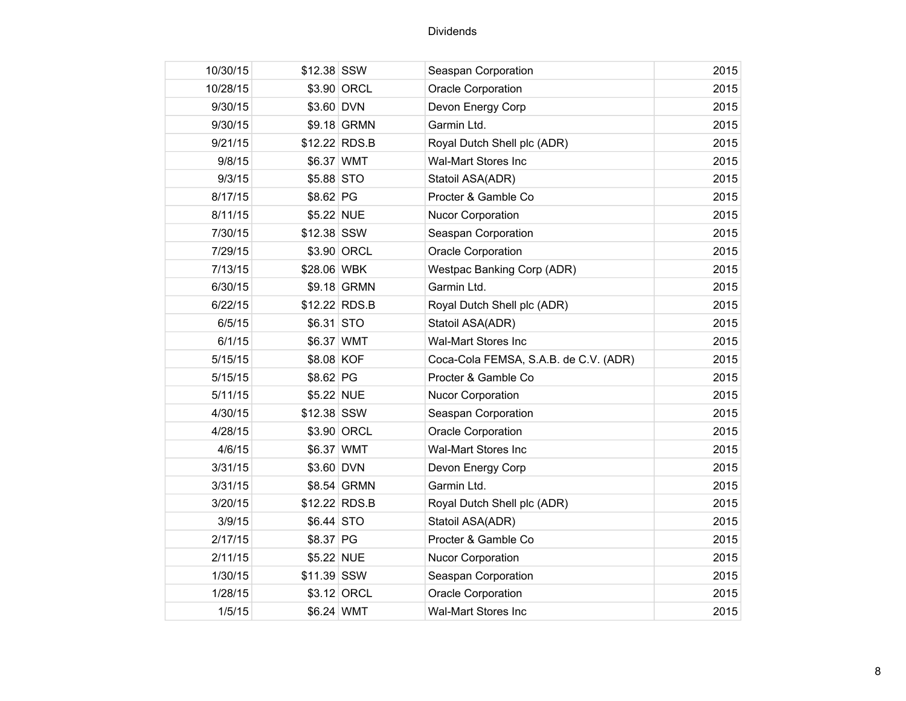# Dividends

| | | | | |
|---|---|---|---|---|
| 10/30/15 | $12.38 | SSW | Seaspan Corporation | 2015 |
| 10/28/15 | $3.90 | ORCL | Oracle Corporation | 2015 |
| 9/30/15 | $3.60 | DVN | Devon Energy Corp | 2015 |
| 9/30/15 | $9.18 | GRMN | Garmin Ltd. | 2015 |
| 9/21/15 | $12.22 | RDS.B | Royal Dutch Shell plc (ADR) | 2015 |
| 9/8/15 | $6.37 | WMT | Wal-Mart Stores Inc | 2015 |
| 9/3/15 | $5.88 | STO | Statoil ASA(ADR) | 2015 |
| 8/17/15 | $8.62 | PG | Procter & Gamble Co | 2015 |
| 8/11/15 | $5.22 | NUE | Nucor Corporation | 2015 |
| 7/30/15 | $12.38 | SSW | Seaspan Corporation | 2015 |
| 7/29/15 | $3.90 | ORCL | Oracle Corporation | 2015 |
| 7/13/15 | $28.06 | WBK | Westpac Banking Corp (ADR) | 2015 |
| 6/30/15 | $9.18 | GRMN | Garmin Ltd. | 2015 |
| 6/22/15 | $12.22 | RDS.B | Royal Dutch Shell plc (ADR) | 2015 |
| 6/5/15 | $6.31 | STO | Statoil ASA(ADR) | 2015 |
| 6/1/15 | $6.37 | WMT | Wal-Mart Stores Inc | 2015 |
| 5/15/15 | $8.08 | KOF | Coca-Cola FEMSA, S.A.B. de C.V. (ADR) | 2015 |
| 5/15/15 | $8.62 | PG | Procter & Gamble Co | 2015 |
| 5/11/15 | $5.22 | NUE | Nucor Corporation | 2015 |
| 4/30/15 | $12.38 | SSW | Seaspan Corporation | 2015 |
| 4/28/15 | $3.90 | ORCL | Oracle Corporation | 2015 |
| 4/6/15 | $6.37 | WMT | Wal-Mart Stores Inc | 2015 |
| 3/31/15 | $3.60 | DVN | Devon Energy Corp | 2015 |
| 3/31/15 | $8.54 | GRMN | Garmin Ltd. | 2015 |
| 3/20/15 | $12.22 | RDS.B | Royal Dutch Shell plc (ADR) | 2015 |
| 3/9/15 | $6.44 | STO | Statoil ASA(ADR) | 2015 |
| 2/17/15 | $8.37 | PG | Procter & Gamble Co | 2015 |
| 2/11/15 | $5.22 | NUE | Nucor Corporation | 2015 |
| 1/30/15 | $11.39 | SSW | Seaspan Corporation | 2015 |
| 1/28/15 | $3.12 | ORCL | Oracle Corporation | 2015 |
| 1/5/15 | $6.24 | WMT | Wal-Mart Stores Inc | 2015 |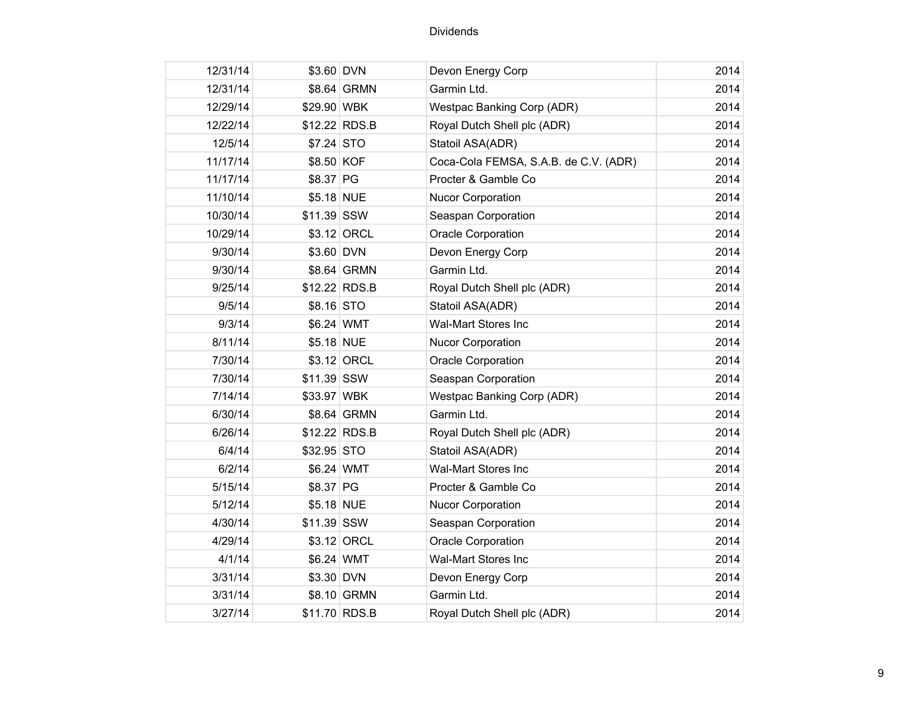| | | | | |
|---|---|---|---|---|
| 12/31/14 | $3.60 | DVN | Devon Energy Corp | 2014 |
| 12/31/14 | $8.64 | GRMN | Garmin Ltd. | 2014 |
| 12/29/14 | $29.90 | WBK | Westpac Banking Corp (ADR) | 2014 |
| 12/22/14 | $12.22 | RDS.B | Royal Dutch Shell plc (ADR) | 2014 |
| 12/5/14 | $7.24 | STO | Statoil ASA(ADR) | 2014 |
| 11/17/14 | $8.50 | KOF | Coca-Cola FEMSA, S.A.B. de C.V. (ADR) | 2014 |
| 11/17/14 | $8.37 | PG | Procter & Gamble Co | 2014 |
| 11/10/14 | $5.18 | NUE | Nucor Corporation | 2014 |
| 10/30/14 | $11.39 | SSW | Seaspan Corporation | 2014 |
| 10/29/14 | $3.12 | ORCL | Oracle Corporation | 2014 |
| 9/30/14 | $3.60 | DVN | Devon Energy Corp | 2014 |
| 9/30/14 | $8.64 | GRMN | Garmin Ltd. | 2014 |
| 9/25/14 | $12.22 | RDS.B | Royal Dutch Shell plc (ADR) | 2014 |
| 9/5/14 | $8.16 | STO | Statoil ASA(ADR) | 2014 |
| 9/3/14 | $6.24 | WMT | Wal-Mart Stores Inc | 2014 |
| 8/11/14 | $5.18 | NUE | Nucor Corporation | 2014 |
| 7/30/14 | $3.12 | ORCL | Oracle Corporation | 2014 |
| 7/30/14 | $11.39 | SSW | Seaspan Corporation | 2014 |
| 7/14/14 | $33.97 | WBK | Westpac Banking Corp (ADR) | 2014 |
| 6/30/14 | $8.64 | GRMN | Garmin Ltd. | 2014 |
| 6/26/14 | $12.22 | RDS.B | Royal Dutch Shell plc (ADR) | 2014 |
| 6/4/14 | $32.95 | STO | Statoil ASA(ADR) | 2014 |
| 6/2/14 | $6.24 | WMT | Wal-Mart Stores Inc | 2014 |
| 5/15/14 | $8.37 | PG | Procter & Gamble Co | 2014 |
| 5/12/14 | $5.18 | NUE | Nucor Corporation | 2014 |
| 4/30/14 | $11.39 | SSW | Seaspan Corporation | 2014 |
| 4/29/14 | $3.12 | ORCL | Oracle Corporation | 2014 |
| 4/1/14 | $6.24 | WMT | Wal-Mart Stores Inc | 2014 |
| 3/31/14 | $3.30 | DVN | Devon Energy Corp | 2014 |
| 3/31/14 | $8.10 | GRMN | Garmin Ltd. | 2014 |
| 3/27/14 | $11.70 | RDS.B | Royal Dutch Shell plc (ADR) | 2014 |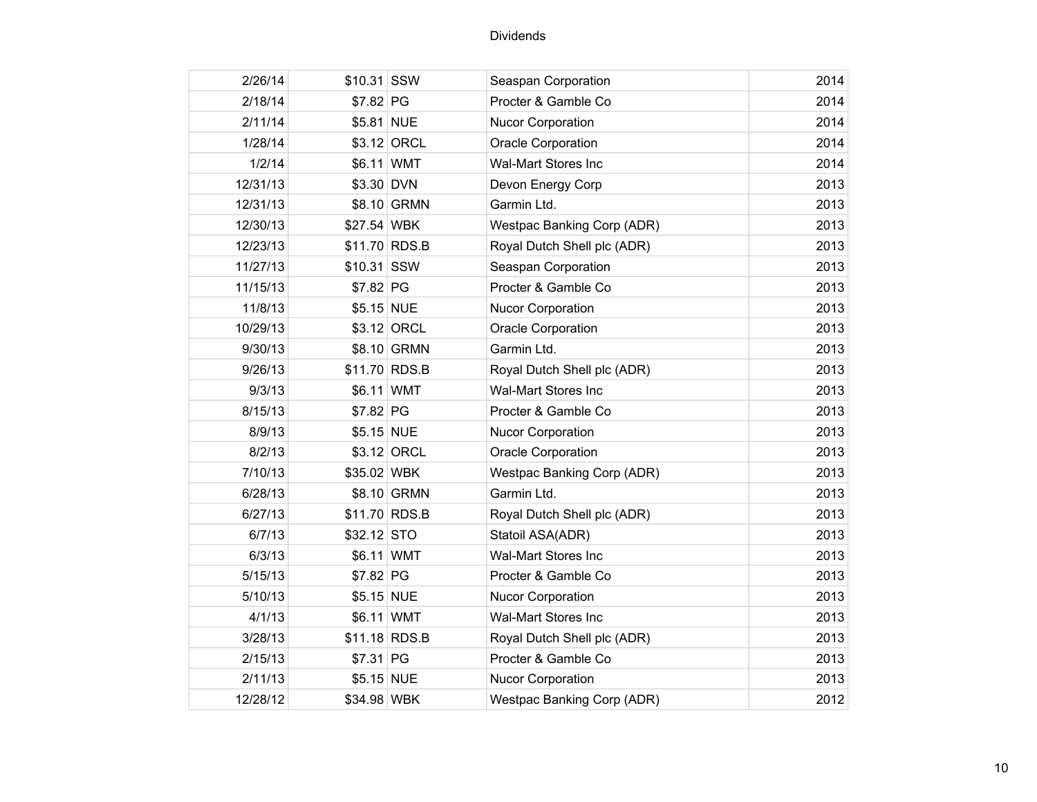| | | | | |
|---|---|---|---|---|
| 2/26/14 | $10.31 | SSW | Seaspan Corporation | 2014 |
| 2/18/14 | $7.82 | PG | Procter & Gamble Co | 2014 |
| 2/11/14 | $5.81 | NUE | Nucor Corporation | 2014 |
| 1/28/14 | $3.12 | ORCL | Oracle Corporation | 2014 |
| 1/2/14 | $6.11 | WMT | Wal-Mart Stores Inc | 2014 |
| 12/31/13 | $3.30 | DVN | Devon Energy Corp | 2013 |
| 12/31/13 | $8.10 | GRMN | Garmin Ltd. | 2013 |
| 12/30/13 | $27.54 | WBK | Westpac Banking Corp (ADR) | 2013 |
| 12/23/13 | $11.70 | RDS.B | Royal Dutch Shell plc (ADR) | 2013 |
| 11/27/13 | $10.31 | SSW | Seaspan Corporation | 2013 |
| 11/15/13 | $7.82 | PG | Procter & Gamble Co | 2013 |
| 11/8/13 | $5.15 | NUE | Nucor Corporation | 2013 |
| 10/29/13 | $3.12 | ORCL | Oracle Corporation | 2013 |
| 9/30/13 | $8.10 | GRMN | Garmin Ltd. | 2013 |
| 9/26/13 | $11.70 | RDS.B | Royal Dutch Shell plc (ADR) | 2013 |
| 9/3/13 | $6.11 | WMT | Wal-Mart Stores Inc | 2013 |
| 8/15/13 | $7.82 | PG | Procter & Gamble Co | 2013 |
| 8/9/13 | $5.15 | NUE | Nucor Corporation | 2013 |
| 8/2/13 | $3.12 | ORCL | Oracle Corporation | 2013 |
| 7/10/13 | $35.02 | WBK | Westpac Banking Corp (ADR) | 2013 |
| 6/28/13 | $8.10 | GRMN | Garmin Ltd. | 2013 |
| 6/27/13 | $11.70 | RDS.B | Royal Dutch Shell plc (ADR) | 2013 |
| 6/7/13 | $32.12 | STO | Statoil ASA(ADR) | 2013 |
| 6/3/13 | $6.11 | WMT | Wal-Mart Stores Inc | 2013 |
| 5/15/13 | $7.82 | PG | Procter & Gamble Co | 2013 |
| 5/10/13 | $5.15 | NUE | Nucor Corporation | 2013 |
| 4/1/13 | $6.11 | WMT | Wal-Mart Stores Inc | 2013 |
| 3/28/13 | $11.18 | RDS.B | Royal Dutch Shell plc (ADR) | 2013 |
| 2/15/13 | $7.31 | PG | Procter & Gamble Co | 2013 |
| 2/11/13 | $5.15 | NUE | Nucor Corporation | 2013 |
| 12/28/12 | $34.98 | WBK | Westpac Banking Corp (ADR) | 2012 |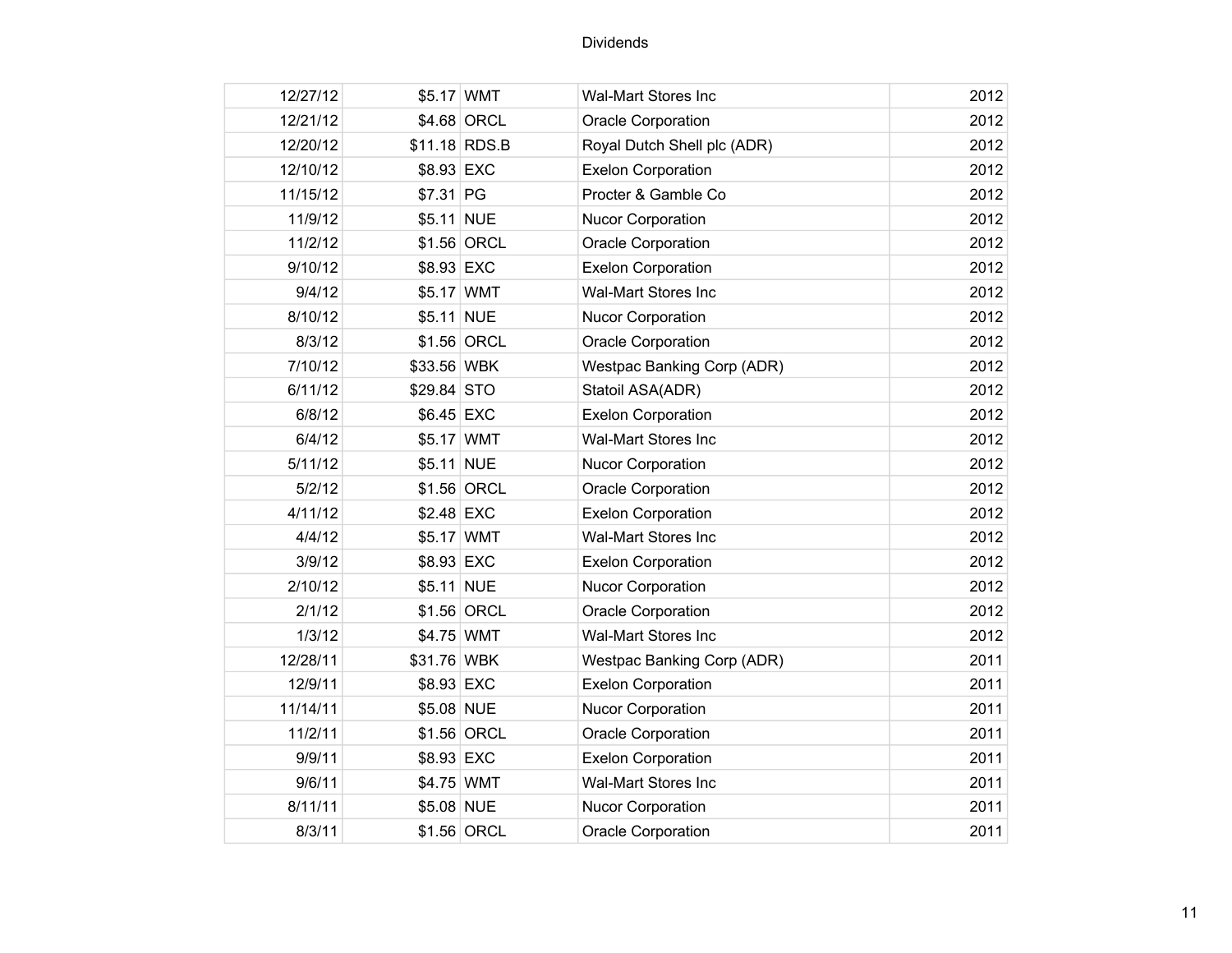| | | | | |
|---|---|---|---|---|
| 12/27/12 | $5.17 | WMT | Wal-Mart Stores Inc | 2012 |
| 12/21/12 | $4.68 | ORCL | Oracle Corporation | 2012 |
| 12/20/12 | $11.18 | RDS.B | Royal Dutch Shell plc (ADR) | 2012 |
| 12/10/12 | $8.93 | EXC | Exelon Corporation | 2012 |
| 11/15/12 | $7.31 | PG | Procter & Gamble Co | 2012 |
| 11/9/12 | $5.11 | NUE | Nucor Corporation | 2012 |
| 11/2/12 | $1.56 | ORCL | Oracle Corporation | 2012 |
| 9/10/12 | $8.93 | EXC | Exelon Corporation | 2012 |
| 9/4/12 | $5.17 | WMT | Wal-Mart Stores Inc | 2012 |
| 8/10/12 | $5.11 | NUE | Nucor Corporation | 2012 |
| 8/3/12 | $1.56 | ORCL | Oracle Corporation | 2012 |
| 7/10/12 | $33.56 | WBK | Westpac Banking Corp (ADR) | 2012 |
| 6/11/12 | $29.84 | STO | Statoil ASA(ADR) | 2012 |
| 6/8/12 | $6.45 | EXC | Exelon Corporation | 2012 |
| 6/4/12 | $5.17 | WMT | Wal-Mart Stores Inc | 2012 |
| 5/11/12 | $5.11 | NUE | Nucor Corporation | 2012 |
| 5/2/12 | $1.56 | ORCL | Oracle Corporation | 2012 |
| 4/11/12 | $2.48 | EXC | Exelon Corporation | 2012 |
| 4/4/12 | $5.17 | WMT | Wal-Mart Stores Inc | 2012 |
| 3/9/12 | $8.93 | EXC | Exelon Corporation | 2012 |
| 2/10/12 | $5.11 | NUE | Nucor Corporation | 2012 |
| 2/1/12 | $1.56 | ORCL | Oracle Corporation | 2012 |
| 1/3/12 | $4.75 | WMT | Wal-Mart Stores Inc | 2012 |
| 12/28/11 | $31.76 | WBK | Westpac Banking Corp (ADR) | 2011 |
| 12/9/11 | $8.93 | EXC | Exelon Corporation | 2011 |
| 11/14/11 | $5.08 | NUE | Nucor Corporation | 2011 |
| 11/2/11 | $1.56 | ORCL | Oracle Corporation | 2011 |
| 9/9/11 | $8.93 | EXC | Exelon Corporation | 2011 |
| 9/6/11 | $4.75 | WMT | Wal-Mart Stores Inc | 2011 |
| 8/11/11 | $5.08 | NUE | Nucor Corporation | 2011 |
| 8/3/11 | $1.56 | ORCL | Oracle Corporation | 2011 |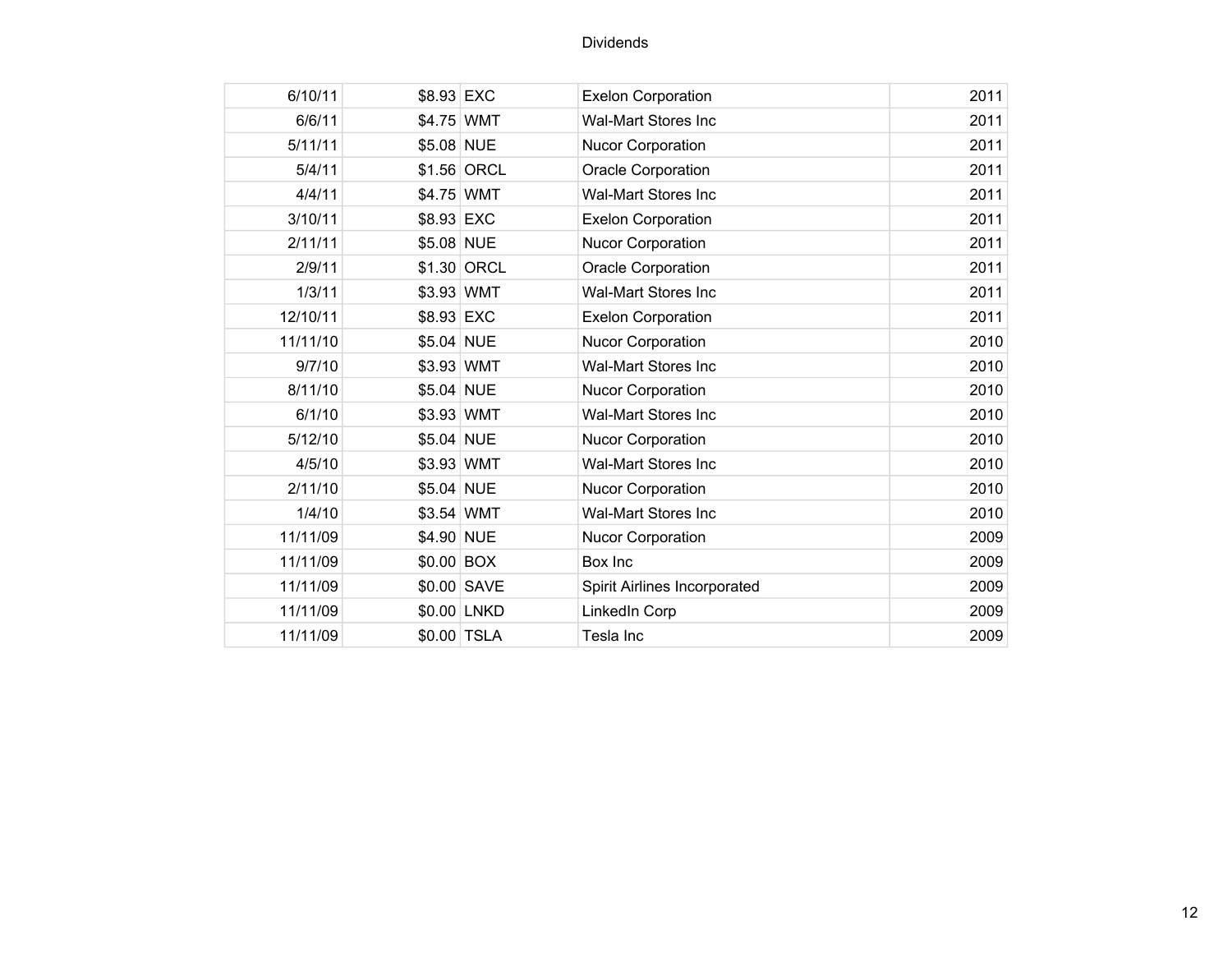| | | | | |
|---|---|---|---|---|
| 6/10/11 | $8.93 | EXC | Exelon Corporation | 2011 |
| 6/6/11 | $4.75 | WMT | Wal-Mart Stores Inc | 2011 |
| 5/11/11 | $5.08 | NUE | Nucor Corporation | 2011 |
| 5/4/11 | $1.56 | ORCL | Oracle Corporation | 2011 |
| 4/4/11 | $4.75 | WMT | Wal-Mart Stores Inc | 2011 |
| 3/10/11 | $8.93 | EXC | Exelon Corporation | 2011 |
| 2/11/11 | $5.08 | NUE | Nucor Corporation | 2011 |
| 2/9/11 | $1.30 | ORCL | Oracle Corporation | 2011 |
| 1/3/11 | $3.93 | WMT | Wal-Mart Stores Inc | 2011 |
| 12/10/11 | $8.93 | EXC | Exelon Corporation | 2011 |
| 11/11/10 | $5.04 | NUE | Nucor Corporation | 2010 |
| 9/7/10 | $3.93 | WMT | Wal-Mart Stores Inc | 2010 |
| 8/11/10 | $5.04 | NUE | Nucor Corporation | 2010 |
| 6/1/10 | $3.93 | WMT | Wal-Mart Stores Inc | 2010 |
| 5/12/10 | $5.04 | NUE | Nucor Corporation | 2010 |
| 4/5/10 | $3.93 | WMT | Wal-Mart Stores Inc | 2010 |
| 2/11/10 | $5.04 | NUE | Nucor Corporation | 2010 |
| 1/4/10 | $3.54 | WMT | Wal-Mart Stores Inc | 2010 |
| 11/11/09 | $4.90 | NUE | Nucor Corporation | 2009 |
| 11/11/09 | $0.00 | BOX | Box Inc | 2009 |
| 11/11/09 | $0.00 | SAVE | Spirit Airlines Incorporated | 2009 |
| 11/11/09 | $0.00 | LNKD | LinkedIn Corp | 2009 |
| 11/11/09 | $0.00 | TSLA | Tesla Inc | 2009 |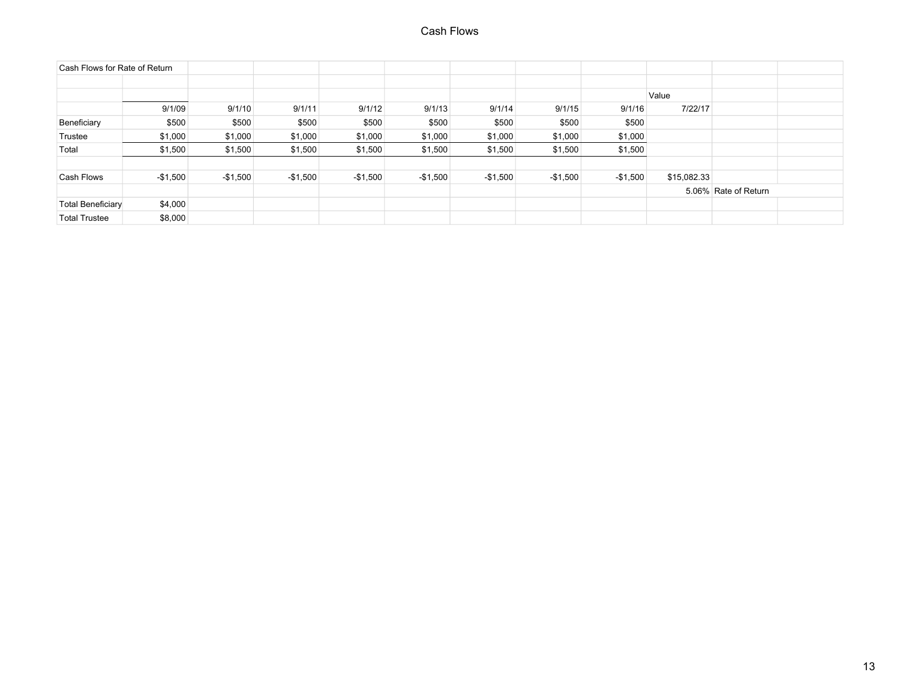# Cash Flows

| Cash Flows for Rate of Return | | | | | | | | | | | |
|---|---|---|---|---|---|---|---|---|---|---|---|
| | | | | | | | | | | | |
| | | | | | | | | | Value | | |
| | 9/1/09 | 9/1/10 | 9/1/11 | 9/1/12 | 9/1/13 | 9/1/14 | 9/1/15 | 9/1/16 | 7/22/17 | | |
| Beneficiary | $500 | $500 | $500 | $500 | $500 | $500 | $500 | $500 | | | |
| Trustee | $1,000 | $1,000 | $1,000 | $1,000 | $1,000 | $1,000 | $1,000 | $1,000 | | | |
| Total | $1,500 | $1,500 | $1,500 | $1,500 | $1,500 | $1,500 | $1,500 | $1,500 | | | |
| | | | | | | | | | | | |
| Cash Flows | -$1,500 | -$1,500 | -$1,500 | -$1,500 | -$1,500 | -$1,500 | -$1,500 | -$1,500 | $15,082.33 | | |
| | | | | | | | | | | 5.06% | Rate of Return |
| Total Beneficiary | $4,000 | | | | | | | | | | |
| Total Trustee | $8,000 | | | | | | | | | | |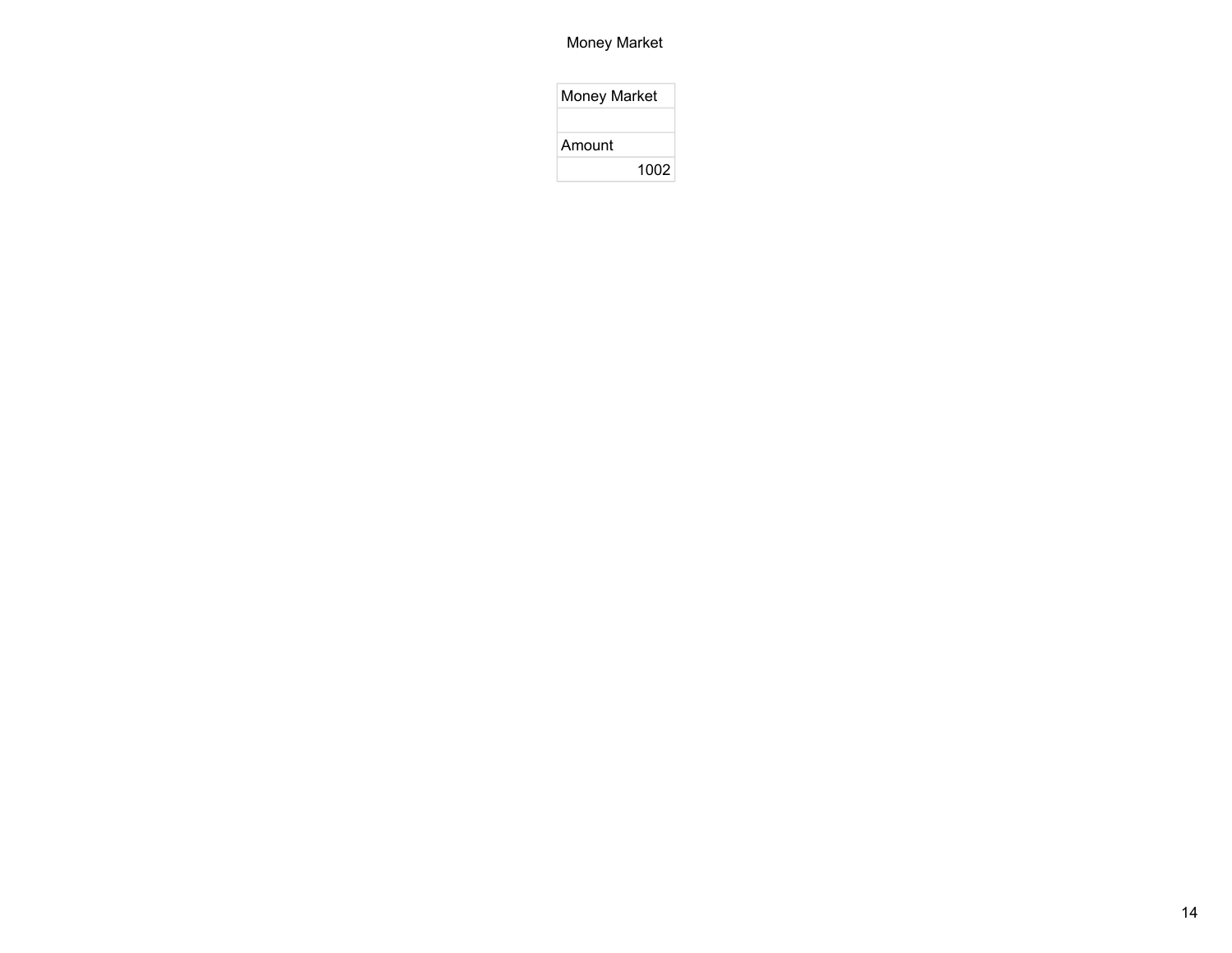# Money Market

| Money Market |
| --- |
| |
| Amount |
| 1002 |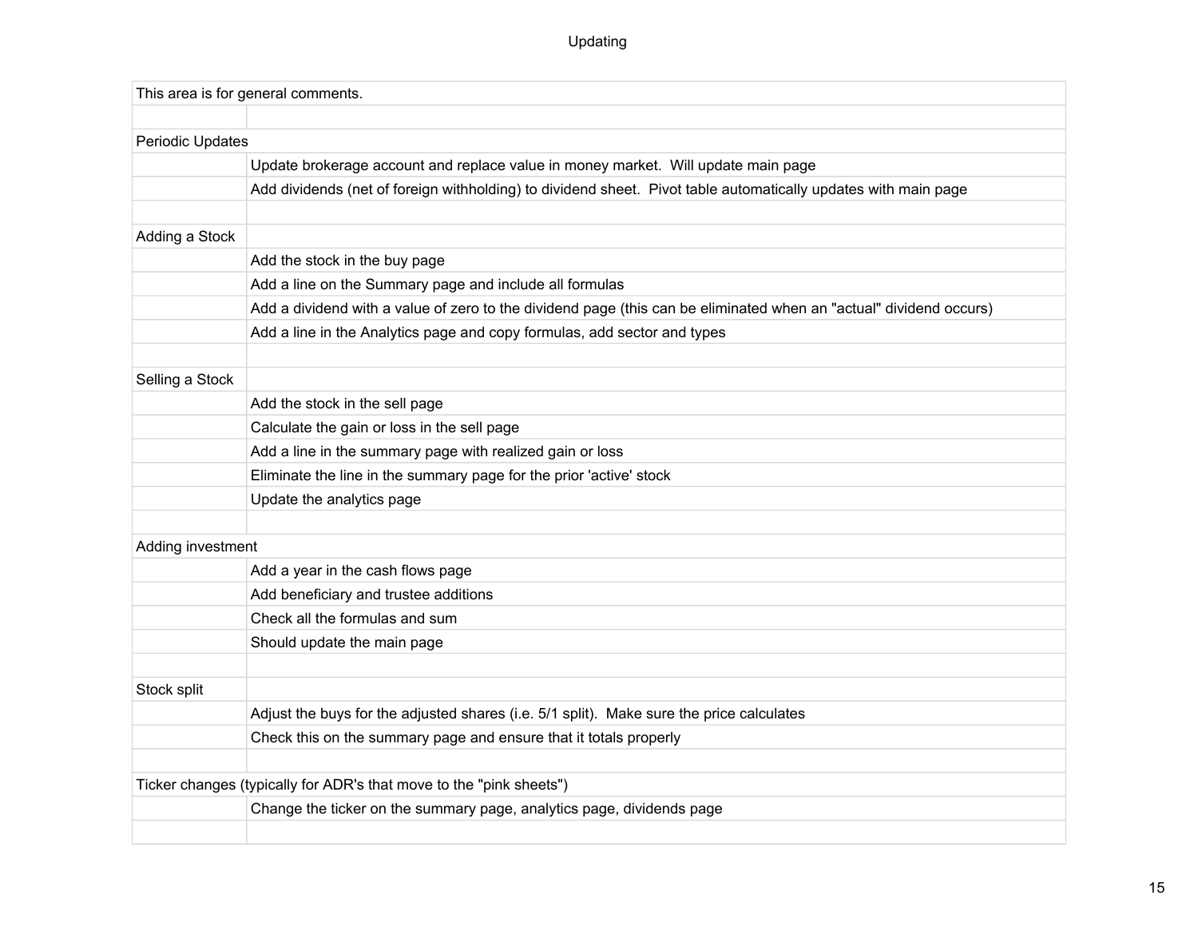# Updating

| This area is for general comments. | |
|---|---|
| | |
| Periodic Updates | |
| | Update brokerage account and replace value in money market.  Will update main page |
| | Add dividends (net of foreign withholding) to dividend sheet.  Pivot table automatically updates with main page |
| | |
| Adding a Stock | |
| | Add the stock in the buy page |
| | Add a line on the Summary page and include all formulas |
| | Add a dividend with a value of zero to the dividend page (this can be eliminated when an "actual" dividend occurs) |
| | Add a line in the Analytics page and copy formulas, add sector and types |
| | |
| Selling a Stock | |
| | Add the stock in the sell page |
| | Calculate the gain or loss in the sell page |
| | Add a line in the summary page with realized gain or loss |
| | Eliminate the line in the summary page for the prior 'active' stock |
| | Update the analytics page |
| | |
| Adding investment | |
| | Add a year in the cash flows page |
| | Add beneficiary and trustee additions |
| | Check all the formulas and sum |
| | Should update the main page |
| | |
| Stock split | |
| | Adjust the buys for the adjusted shares (i.e. 5/1 split).  Make sure the price calculates |
| | Check this on the summary page and ensure that it totals properly |
| | |
| Ticker changes (typically for ADR's that move to the "pink sheets") | |
| | Change the ticker on the summary page, analytics page, dividends page |
| | |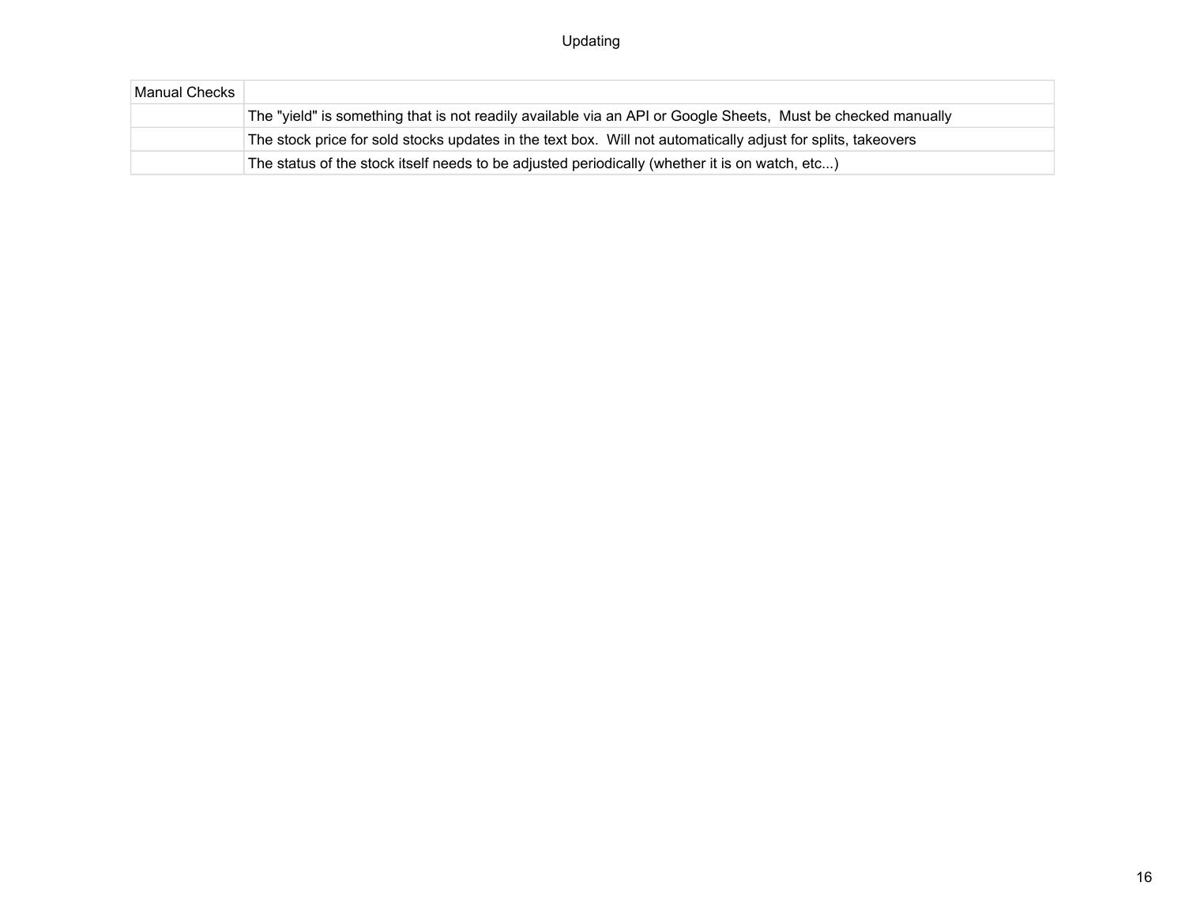# Updating

| Manual Checks | |
|---|---|
| | The "yield" is something that is not readily available via an API or Google Sheets,  Must be checked manually |
| | The stock price for sold stocks updates in the text box.  Will not automatically adjust for splits, takeovers |
| | The status of the stock itself needs to be adjusted periodically (whether it is on watch, etc...) |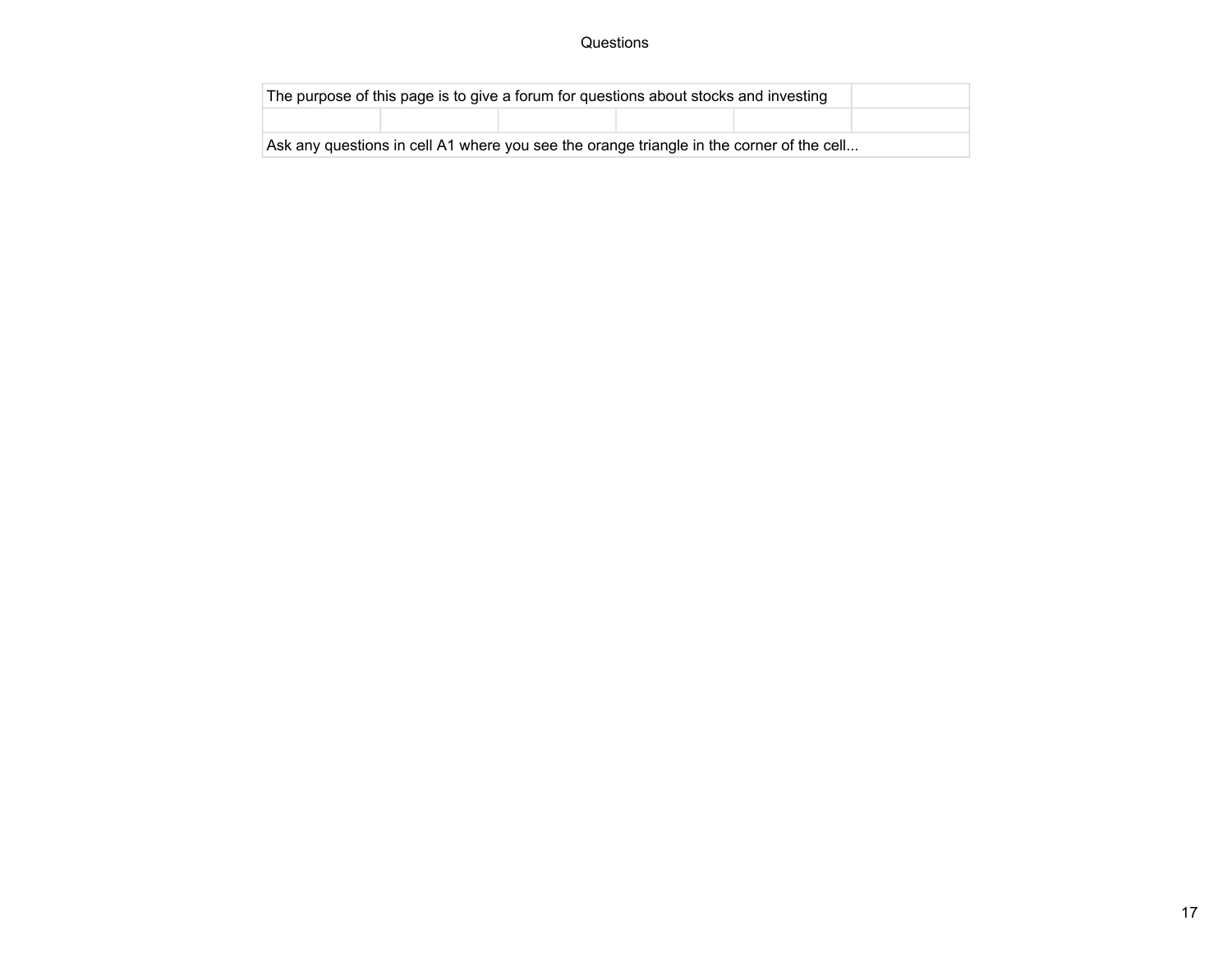# Questions

| | | | | | |
|---|---|---|---|---|---|
| The purpose of this page is to give a forum for questions about stocks and investing | | | | | |
| | | | | | |
| Ask any questions in cell A1 where you see the orange triangle in the corner of the cell... | | | | | |